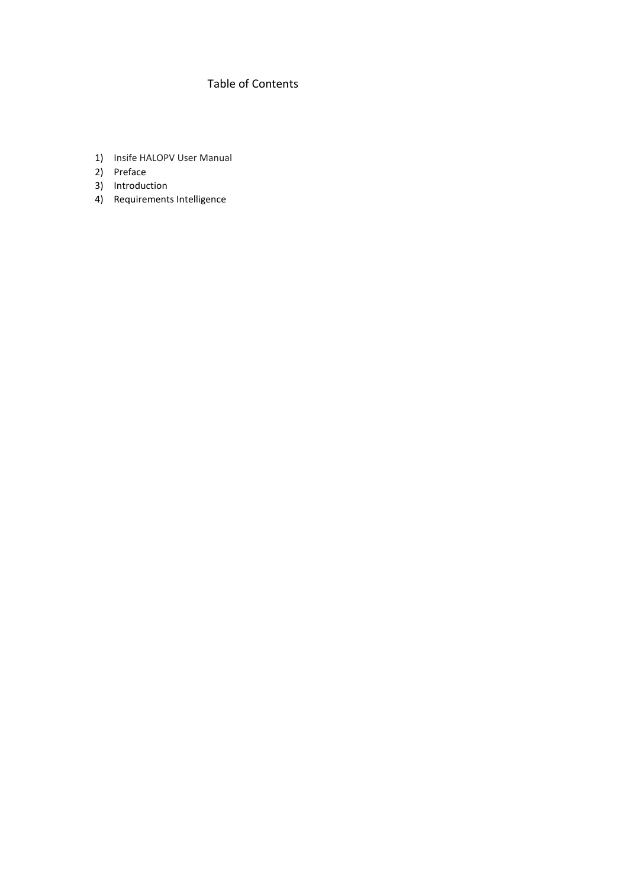# Table of Contents

1) Insife HALOPV User Manual
2) Preface
3) Introduction
4) Requirements Intelligence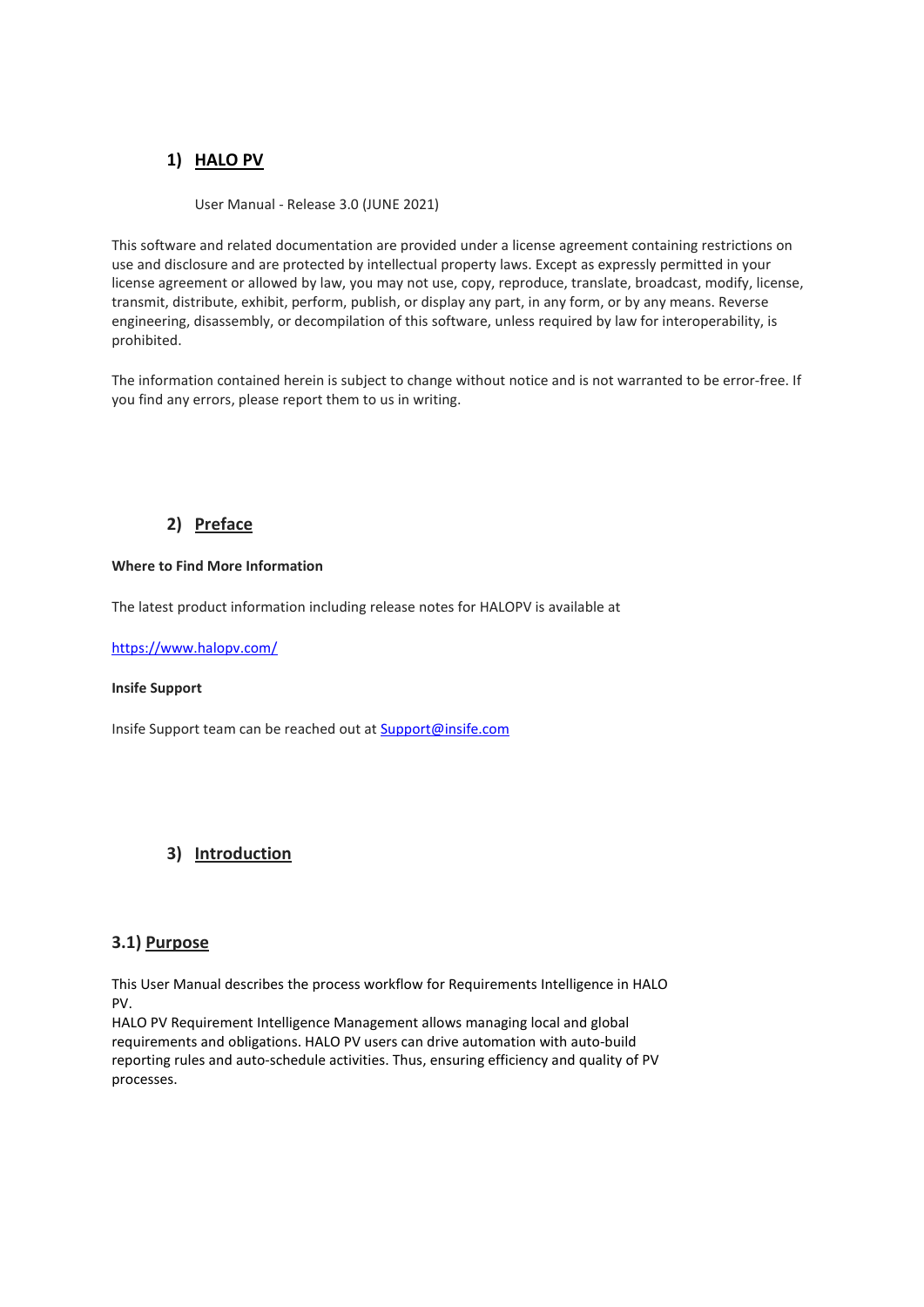# 1) HALO PV

User Manual - Release 3.0 (JUNE 2021)

This software and related documentation are provided under a license agreement containing restrictions on use and disclosure and are protected by intellectual property laws. Except as expressly permitted in your license agreement or allowed by law, you may not use, copy, reproduce, translate, broadcast, modify, license, transmit, distribute, exhibit, perform, publish, or display any part, in any form, or by any means. Reverse engineering, disassembly, or decompilation of this software, unless required by law for interoperability, is prohibited.

The information contained herein is subject to change without notice and is not warranted to be error-free. If you find any errors, please report them to us in writing.

# 2) Preface

**Where to Find More Information**

The latest product information including release notes for HALOPV is available at

https://www.halopv.com/

**Insife Support**

Insife Support team can be reached out at Support@insife.com

# 3) Introduction

## 3.1) Purpose

This User Manual describes the process workflow for Requirements Intelligence in HALO PV.
HALO PV Requirement Intelligence Management allows managing local and global requirements and obligations. HALO PV users can drive automation with auto-build reporting rules and auto-schedule activities. Thus, ensuring efficiency and quality of PV processes.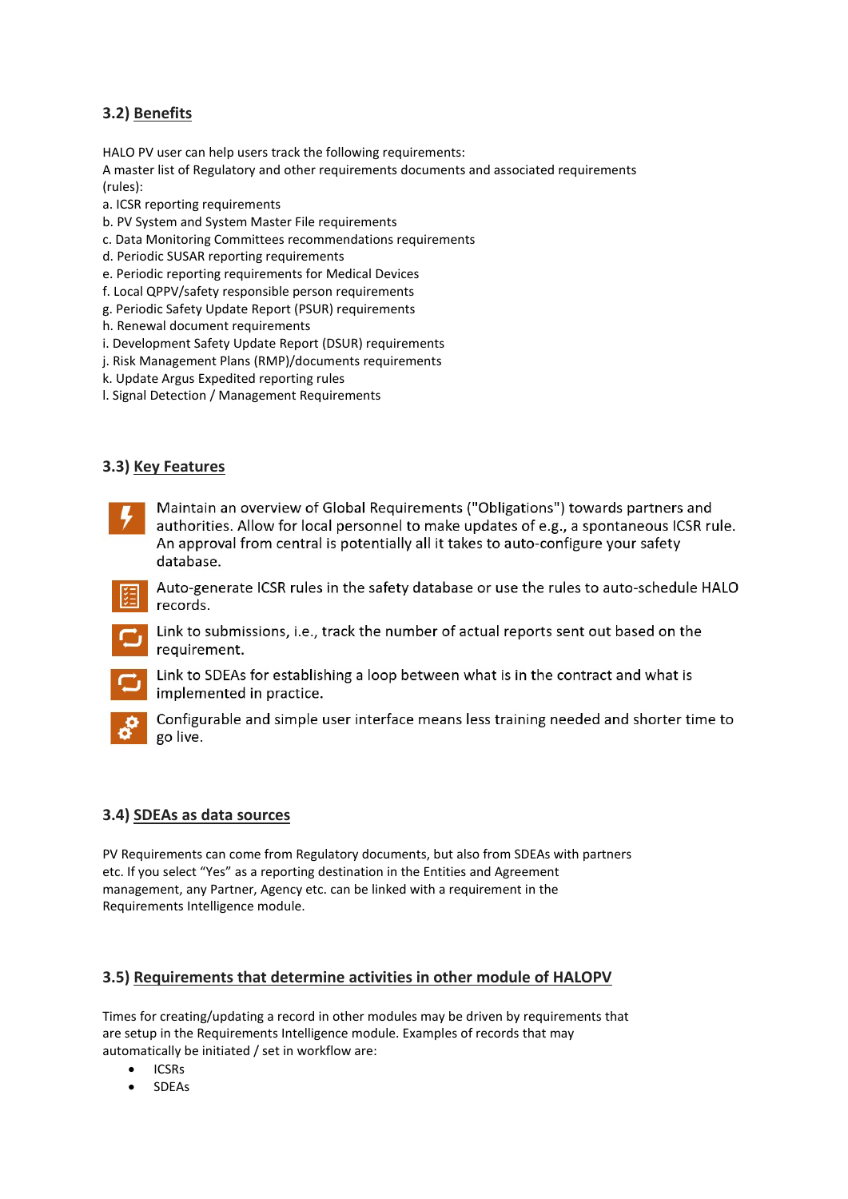### 3.2) Benefits

HALO PV user can help users track the following requirements:
A master list of Regulatory and other requirements documents and associated requirements (rules):

a. ICSR reporting requirements
b. PV System and System Master File requirements
c. Data Monitoring Committees recommendations requirements
d. Periodic SUSAR reporting requirements
e. Periodic reporting requirements for Medical Devices
f. Local QPPV/safety responsible person requirements
g. Periodic Safety Update Report (PSUR) requirements
h. Renewal document requirements
i. Development Safety Update Report (DSUR) requirements
j. Risk Management Plans (RMP)/documents requirements
k. Update Argus Expedited reporting rules
l. Signal Detection / Management Requirements

### 3.3) Key Features

- Maintain an overview of Global Requirements ("Obligations") towards partners and authorities. Allow for local personnel to make updates of e.g., a spontaneous ICSR rule. An approval from central is potentially all it takes to auto-configure your safety database.
- Auto-generate ICSR rules in the safety database or use the rules to auto-schedule HALO records.
- Link to submissions, i.e., track the number of actual reports sent out based on the requirement.
- Link to SDEAs for establishing a loop between what is in the contract and what is implemented in practice.
- Configurable and simple user interface means less training needed and shorter time to go live.

### 3.4) SDEAs as data sources

PV Requirements can come from Regulatory documents, but also from SDEAs with partners etc. If you select “Yes” as a reporting destination in the Entities and Agreement management, any Partner, Agency etc. can be linked with a requirement in the Requirements Intelligence module.

### 3.5) Requirements that determine activities in other module of HALOPV

Times for creating/updating a record in other modules may be driven by requirements that are setup in the Requirements Intelligence module. Examples of records that may automatically be initiated / set in workflow are:

- ICSRs
- SDEAs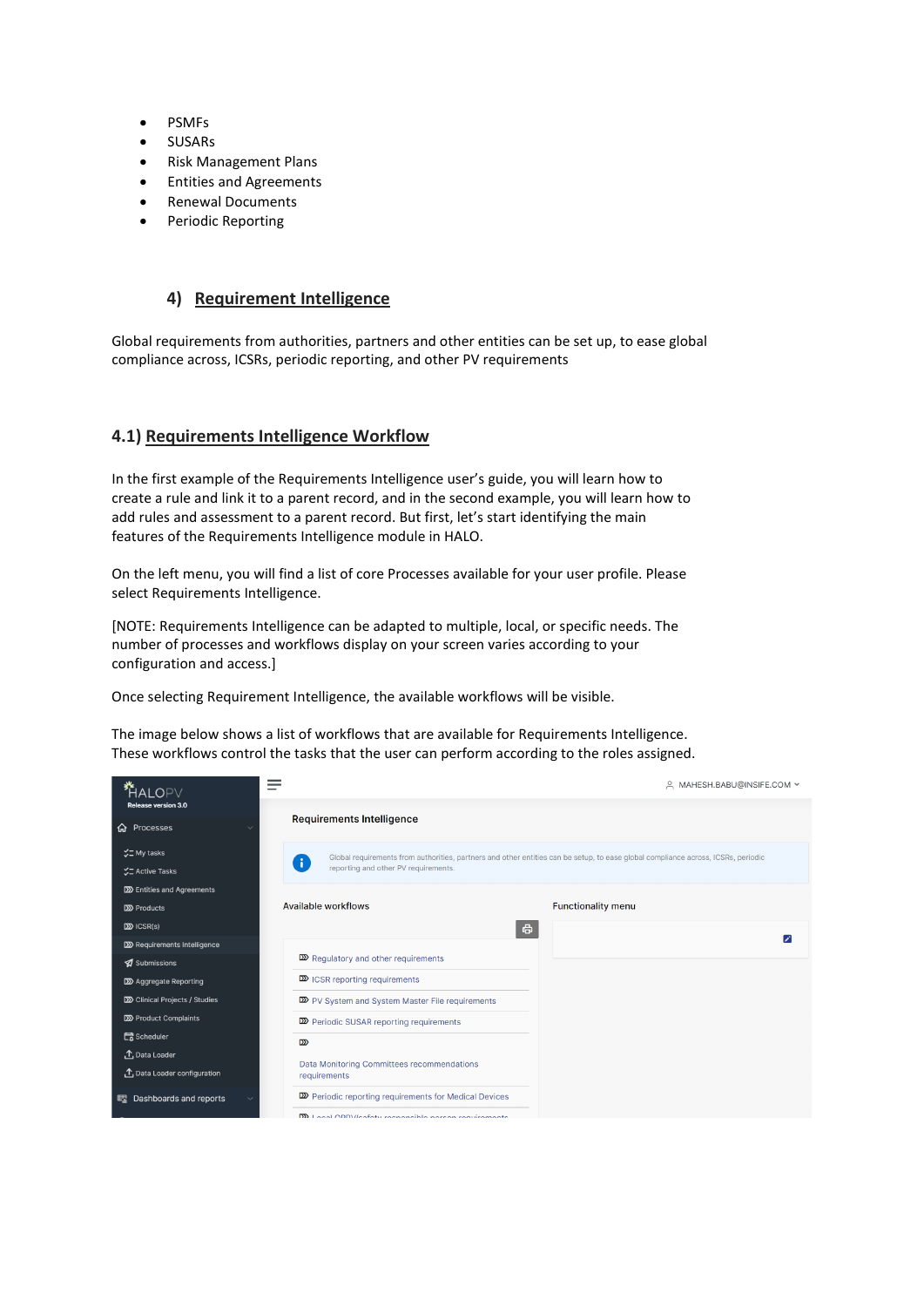- PSMFs
- SUSARs
- Risk Management Plans
- Entities and Agreements
- Renewal Documents
- Periodic Reporting

## 4) Requirement Intelligence

Global requirements from authorities, partners and other entities can be set up, to ease global compliance across, ICSRs, periodic reporting, and other PV requirements

### 4.1) Requirements Intelligence Workflow

In the first example of the Requirements Intelligence user's guide, you will learn how to create a rule and link it to a parent record, and in the second example, you will learn how to add rules and assessment to a parent record. But first, let's start identifying the main features of the Requirements Intelligence module in HALO.

On the left menu, you will find a list of core Processes available for your user profile. Please select Requirements Intelligence.

[NOTE: Requirements Intelligence can be adapted to multiple, local, or specific needs. The number of processes and workflows display on your screen varies according to your configuration and access.]

Once selecting Requirement Intelligence, the available workflows will be visible.

The image below shows a list of workflows that are available for Requirements Intelligence. These workflows control the tasks that the user can perform according to the roles assigned.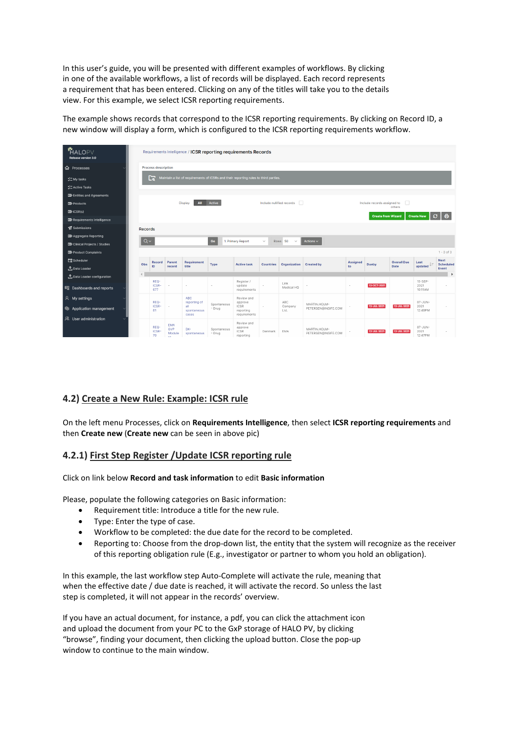In this user's guide, you will be presented with different examples of workflows. By clicking in one of the available workflows, a list of records will be displayed. Each record represents a requirement that has been entered. Clicking on any of the titles will take you to the details view. For this example, we select ICSR reporting requirements.

The example shows records that correspond to the ICSR reporting requirements. By clicking on Record ID, a new window will display a form, which is configured to the ICSR reporting requirements workflow.

## 4.2) Create a New Rule: Example: ICSR rule

On the left menu Processes, click on **Requirements Intelligence**, then select **ICSR reporting requirements** and then **Create new** (**Create new** can be seen in above pic)

### 4.2.1) First Step Register /Update ICSR reporting rule

Click on link below **Record and task information** to edit **Basic information**

Please, populate the following categories on Basic information:

- Requirement title: Introduce a title for the new rule.
- Type: Enter the type of case.
- Workflow to be completed: the due date for the record to be completed.
- Reporting to: Choose from the drop-down list, the entity that the system will recognize as the receiver of this reporting obligation rule (E.g., investigator or partner to whom you hold an obligation).

In this example, the last workflow step Auto-Complete will activate the rule, meaning that when the effective date / due date is reached, it will activate the record. So unless the last step is completed, it will not appear in the records' overview.

If you have an actual document, for instance, a pdf, you can click the attachment icon and upload the document from your PC to the GxP storage of HALO PV, by clicking "browse", finding your document, then clicking the upload button. Close the pop-up window to continue to the main window.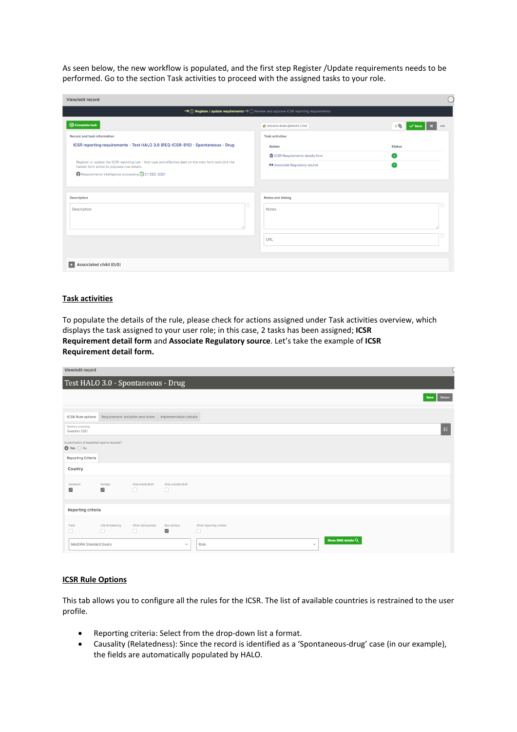As seen below, the new workflow is populated, and the first step Register /Update requirements needs to be performed. Go to the section Task activities to proceed with the assigned tasks to your role.

## Task activities

To populate the details of the rule, please check for actions assigned under Task activities overview, which displays the task assigned to your user role; in this case, 2 tasks has been assigned; **ICSR Requirement detail form** and **Associate Regulatory source**. Let's take the example of **ICSR Requirement detail form.**

## ICSR Rule Options

This tab allows you to configure all the rules for the ICSR. The list of available countries is restrained to the user profile.

- Reporting criteria: Select from the drop-down list a format.
- Causality (Relatedness): Since the record is identified as a 'Spontaneous-drug' case (in our example), the fields are automatically populated by HALO.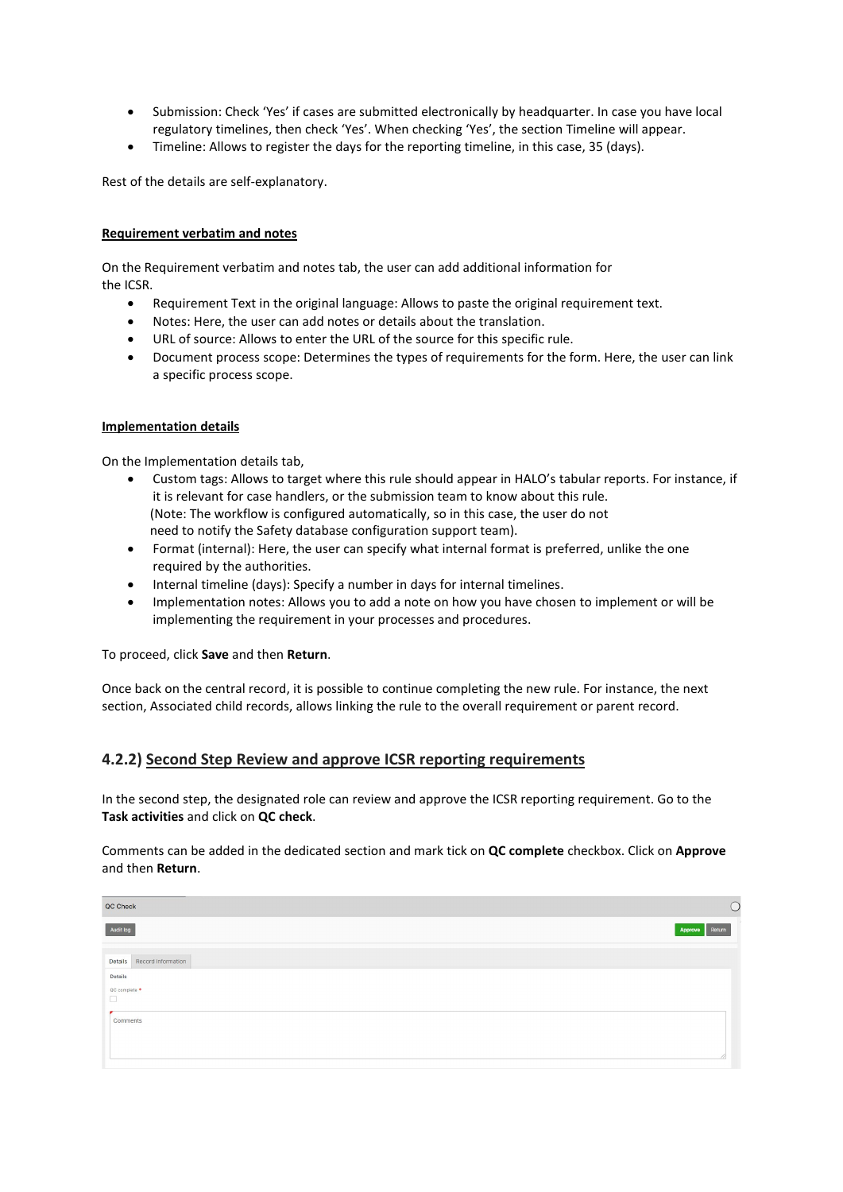- Submission: Check 'Yes' if cases are submitted electronically by headquarter. In case you have local regulatory timelines, then check 'Yes'. When checking 'Yes', the section Timeline will appear.
- Timeline: Allows to register the days for the reporting timeline, in this case, 35 (days).

Rest of the details are self-explanatory.

**Requirement verbatim and notes**

On the Requirement verbatim and notes tab, the user can add additional information for the ICSR.

- Requirement Text in the original language: Allows to paste the original requirement text.
- Notes: Here, the user can add notes or details about the translation.
- URL of source: Allows to enter the URL of the source for this specific rule.
- Document process scope: Determines the types of requirements for the form. Here, the user can link a specific process scope.

**Implementation details**

On the Implementation details tab,

- Custom tags: Allows to target where this rule should appear in HALO's tabular reports. For instance, if it is relevant for case handlers, or the submission team to know about this rule. (Note: The workflow is configured automatically, so in this case, the user do not need to notify the Safety database configuration support team).
- Format (internal): Here, the user can specify what internal format is preferred, unlike the one required by the authorities.
- Internal timeline (days): Specify a number in days for internal timelines.
- Implementation notes: Allows you to add a note on how you have chosen to implement or will be implementing the requirement in your processes and procedures.

To proceed, click **Save** and then **Return**.

Once back on the central record, it is possible to continue completing the new rule. For instance, the next section, Associated child records, allows linking the rule to the overall requirement or parent record.

### 4.2.2) Second Step Review and approve ICSR reporting requirements

In the second step, the designated role can review and approve the ICSR reporting requirement. Go to the **Task activities** and click on **QC check**.

Comments can be added in the dedicated section and mark tick on **QC complete** checkbox. Click on **Approve** and then **Return**.

QC Check

Audit log | Approve | Return

Details | Record information

Details

QC complete *

Comments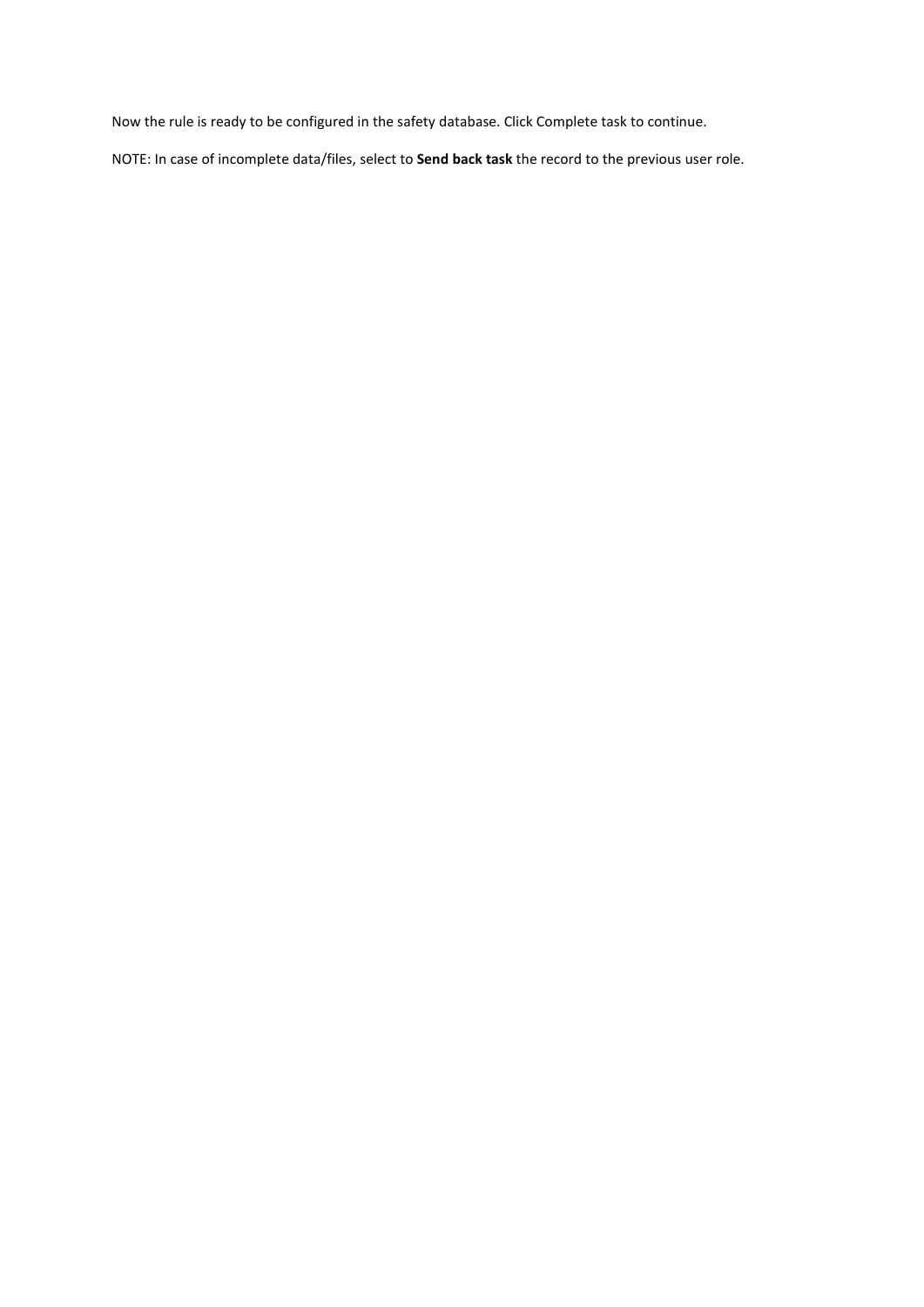Now the rule is ready to be configured in the safety database. Click Complete task to continue.

NOTE: In case of incomplete data/files, select to **Send back task** the record to the previous user role.